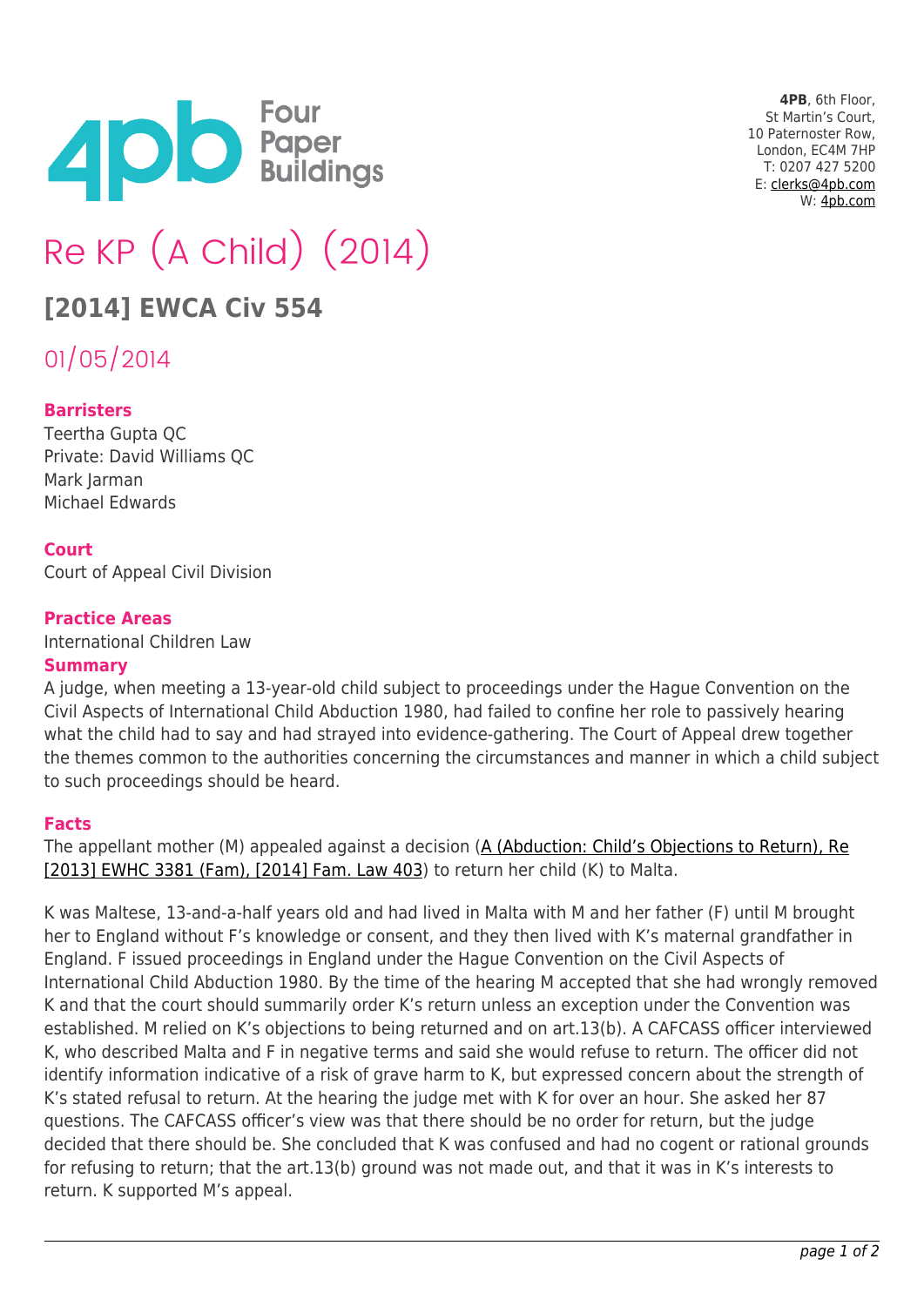**4PB**, 6th Floor,
St Martin's Court,
10 Paternoster Row,
London, EC4M 7HP
T: 0207 427 5200
E: clerks@4pb.com
W: 4pb.com

# Re KP (A Child) (2014)

## [2014] EWCA Civ 554

01/05/2014

**Barristers**
Teertha Gupta QC
Private: David Williams QC
Mark Jarman
Michael Edwards

**Court**
Court of Appeal Civil Division

**Practice Areas**
International Children Law

**Summary**
A judge, when meeting a 13-year-old child subject to proceedings under the Hague Convention on the Civil Aspects of International Child Abduction 1980, had failed to confine her role to passively hearing what the child had to say and had strayed into evidence-gathering. The Court of Appeal drew together the themes common to the authorities concerning the circumstances and manner in which a child subject to such proceedings should be heard.

**Facts**
The appellant mother (M) appealed against a decision (A (Abduction: Child's Objections to Return), Re [2013] EWHC 3381 (Fam), [2014] Fam. Law 403) to return her child (K) to Malta.

K was Maltese, 13-and-a-half years old and had lived in Malta with M and her father (F) until M brought her to England without F's knowledge or consent, and they then lived with K's maternal grandfather in England. F issued proceedings in England under the Hague Convention on the Civil Aspects of International Child Abduction 1980. By the time of the hearing M accepted that she had wrongly removed K and that the court should summarily order K's return unless an exception under the Convention was established. M relied on K's objections to being returned and on art.13(b). A CAFCASS officer interviewed K, who described Malta and F in negative terms and said she would refuse to return. The officer did not identify information indicative of a risk of grave harm to K, but expressed concern about the strength of K's stated refusal to return. At the hearing the judge met with K for over an hour. She asked her 87 questions. The CAFCASS officer's view was that there should be no order for return, but the judge decided that there should be. She concluded that K was confused and had no cogent or rational grounds for refusing to return; that the art.13(b) ground was not made out, and that it was in K's interests to return. K supported M's appeal.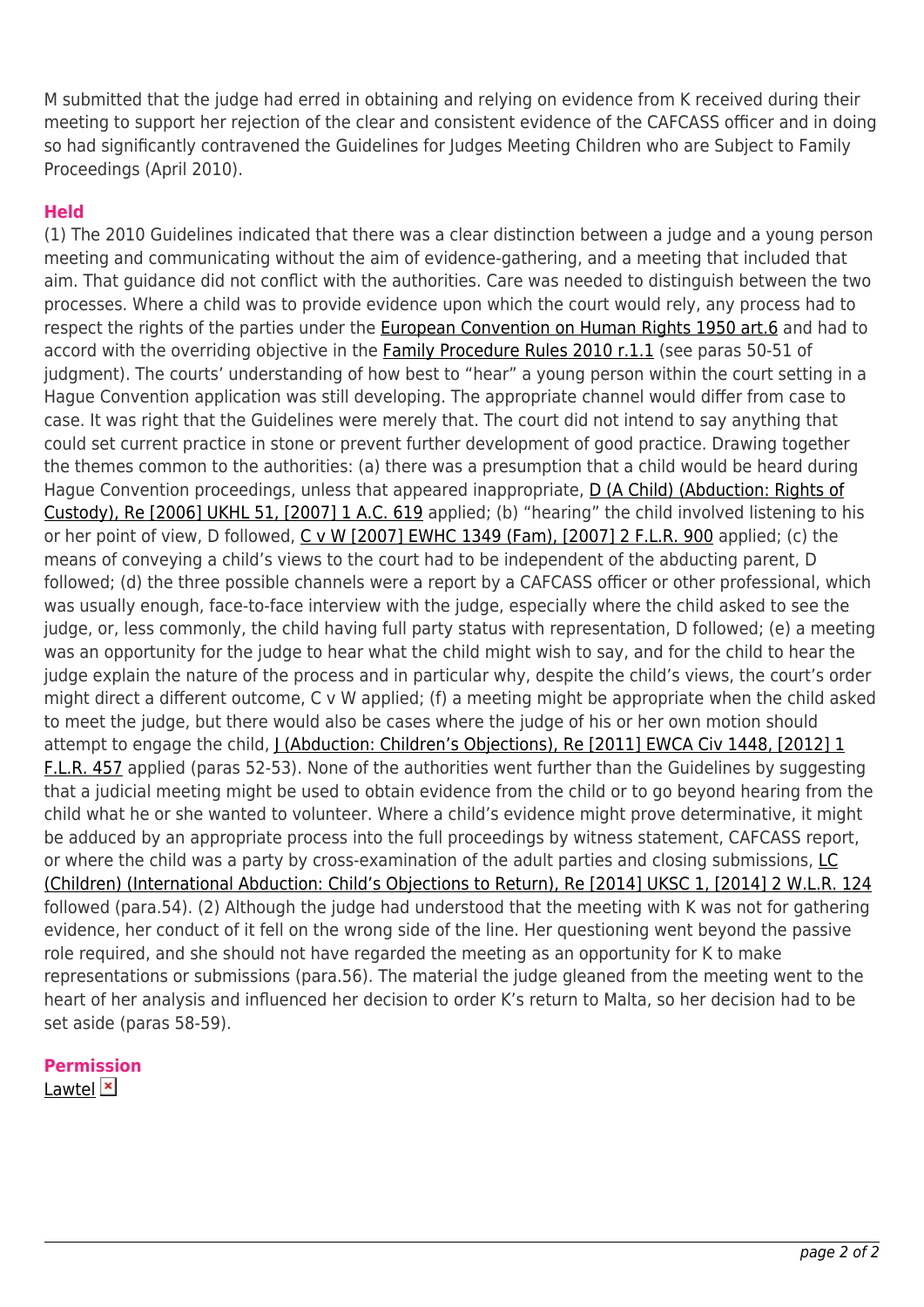M submitted that the judge had erred in obtaining and relying on evidence from K received during their meeting to support her rejection of the clear and consistent evidence of the CAFCASS officer and in doing so had significantly contravened the Guidelines for Judges Meeting Children who are Subject to Family Proceedings (April 2010).

**Held**

(1) The 2010 Guidelines indicated that there was a clear distinction between a judge and a young person meeting and communicating without the aim of evidence-gathering, and a meeting that included that aim. That guidance did not conflict with the authorities. Care was needed to distinguish between the two processes. Where a child was to provide evidence upon which the court would rely, any process had to respect the rights of the parties under the European Convention on Human Rights 1950 art.6 and had to accord with the overriding objective in the Family Procedure Rules 2010 r.1.1 (see paras 50-51 of judgment). The courts' understanding of how best to "hear" a young person within the court setting in a Hague Convention application was still developing. The appropriate channel would differ from case to case. It was right that the Guidelines were merely that. The court did not intend to say anything that could set current practice in stone or prevent further development of good practice. Drawing together the themes common to the authorities: (a) there was a presumption that a child would be heard during Hague Convention proceedings, unless that appeared inappropriate, D (A Child) (Abduction: Rights of Custody), Re [2006] UKHL 51, [2007] 1 A.C. 619 applied; (b) "hearing" the child involved listening to his or her point of view, D followed, C v W [2007] EWHC 1349 (Fam), [2007] 2 F.L.R. 900 applied; (c) the means of conveying a child's views to the court had to be independent of the abducting parent, D followed; (d) the three possible channels were a report by a CAFCASS officer or other professional, which was usually enough, face-to-face interview with the judge, especially where the child asked to see the judge, or, less commonly, the child having full party status with representation, D followed; (e) a meeting was an opportunity for the judge to hear what the child might wish to say, and for the child to hear the judge explain the nature of the process and in particular why, despite the child's views, the court's order might direct a different outcome, C v W applied; (f) a meeting might be appropriate when the child asked to meet the judge, but there would also be cases where the judge of his or her own motion should attempt to engage the child, J (Abduction: Children's Objections), Re [2011] EWCA Civ 1448, [2012] 1 F.L.R. 457 applied (paras 52-53). None of the authorities went further than the Guidelines by suggesting that a judicial meeting might be used to obtain evidence from the child or to go beyond hearing from the child what he or she wanted to volunteer. Where a child's evidence might prove determinative, it might be adduced by an appropriate process into the full proceedings by witness statement, CAFCASS report, or where the child was a party by cross-examination of the adult parties and closing submissions, LC (Children) (International Abduction: Child's Objections to Return), Re [2014] UKSC 1, [2014] 2 W.L.R. 124 followed (para.54). (2) Although the judge had understood that the meeting with K was not for gathering evidence, her conduct of it fell on the wrong side of the line. Her questioning went beyond the passive role required, and she should not have regarded the meeting as an opportunity for K to make representations or submissions (para.56). The material the judge gleaned from the meeting went to the heart of her analysis and influenced her decision to order K's return to Malta, so her decision had to be set aside (paras 58-59).

**Permission**

Lawtel